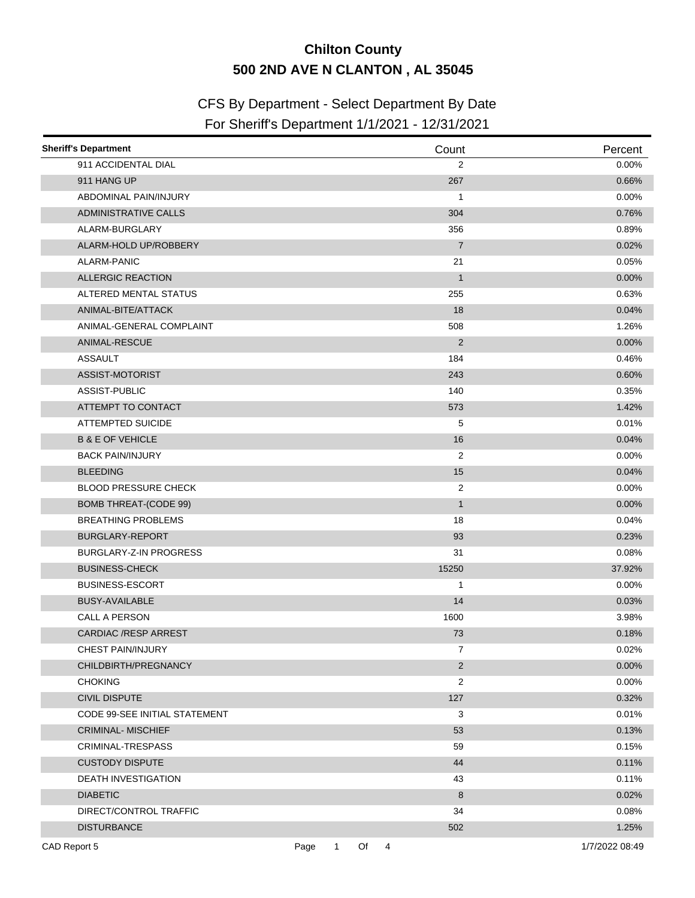# Chilton County
# 500 2ND AVE N CLANTON , AL 35045

## CFS By Department - Select Department By Date
## For Sheriff's Department 1/1/2021 - 12/31/2021

| Sheriff's Department | Count | Percent |
|---|---|---|
| 911 ACCIDENTAL DIAL | 2 | 0.00% |
| 911 HANG UP | 267 | 0.66% |
| ABDOMINAL PAIN/INJURY | 1 | 0.00% |
| ADMINISTRATIVE CALLS | 304 | 0.76% |
| ALARM-BURGLARY | 356 | 0.89% |
| ALARM-HOLD UP/ROBBERY | 7 | 0.02% |
| ALARM-PANIC | 21 | 0.05% |
| ALLERGIC REACTION | 1 | 0.00% |
| ALTERED MENTAL STATUS | 255 | 0.63% |
| ANIMAL-BITE/ATTACK | 18 | 0.04% |
| ANIMAL-GENERAL COMPLAINT | 508 | 1.26% |
| ANIMAL-RESCUE | 2 | 0.00% |
| ASSAULT | 184 | 0.46% |
| ASSIST-MOTORIST | 243 | 0.60% |
| ASSIST-PUBLIC | 140 | 0.35% |
| ATTEMPT TO CONTACT | 573 | 1.42% |
| ATTEMPTED SUICIDE | 5 | 0.01% |
| B & E OF VEHICLE | 16 | 0.04% |
| BACK PAIN/INJURY | 2 | 0.00% |
| BLEEDING | 15 | 0.04% |
| BLOOD PRESSURE CHECK | 2 | 0.00% |
| BOMB THREAT-(CODE 99) | 1 | 0.00% |
| BREATHING PROBLEMS | 18 | 0.04% |
| BURGLARY-REPORT | 93 | 0.23% |
| BURGLARY-Z-IN PROGRESS | 31 | 0.08% |
| BUSINESS-CHECK | 15250 | 37.92% |
| BUSINESS-ESCORT | 1 | 0.00% |
| BUSY-AVAILABLE | 14 | 0.03% |
| CALL A PERSON | 1600 | 3.98% |
| CARDIAC /RESP ARREST | 73 | 0.18% |
| CHEST PAIN/INJURY | 7 | 0.02% |
| CHILDBIRTH/PREGNANCY | 2 | 0.00% |
| CHOKING | 2 | 0.00% |
| CIVIL DISPUTE | 127 | 0.32% |
| CODE 99-SEE INITIAL STATEMENT | 3 | 0.01% |
| CRIMINAL- MISCHIEF | 53 | 0.13% |
| CRIMINAL-TRESPASS | 59 | 0.15% |
| CUSTODY DISPUTE | 44 | 0.11% |
| DEATH INVESTIGATION | 43 | 0.11% |
| DIABETIC | 8 | 0.02% |
| DIRECT/CONTROL TRAFFIC | 34 | 0.08% |
| DISTURBANCE | 502 | 1.25% |

CAD Report 5 — 1/7/2022 08:49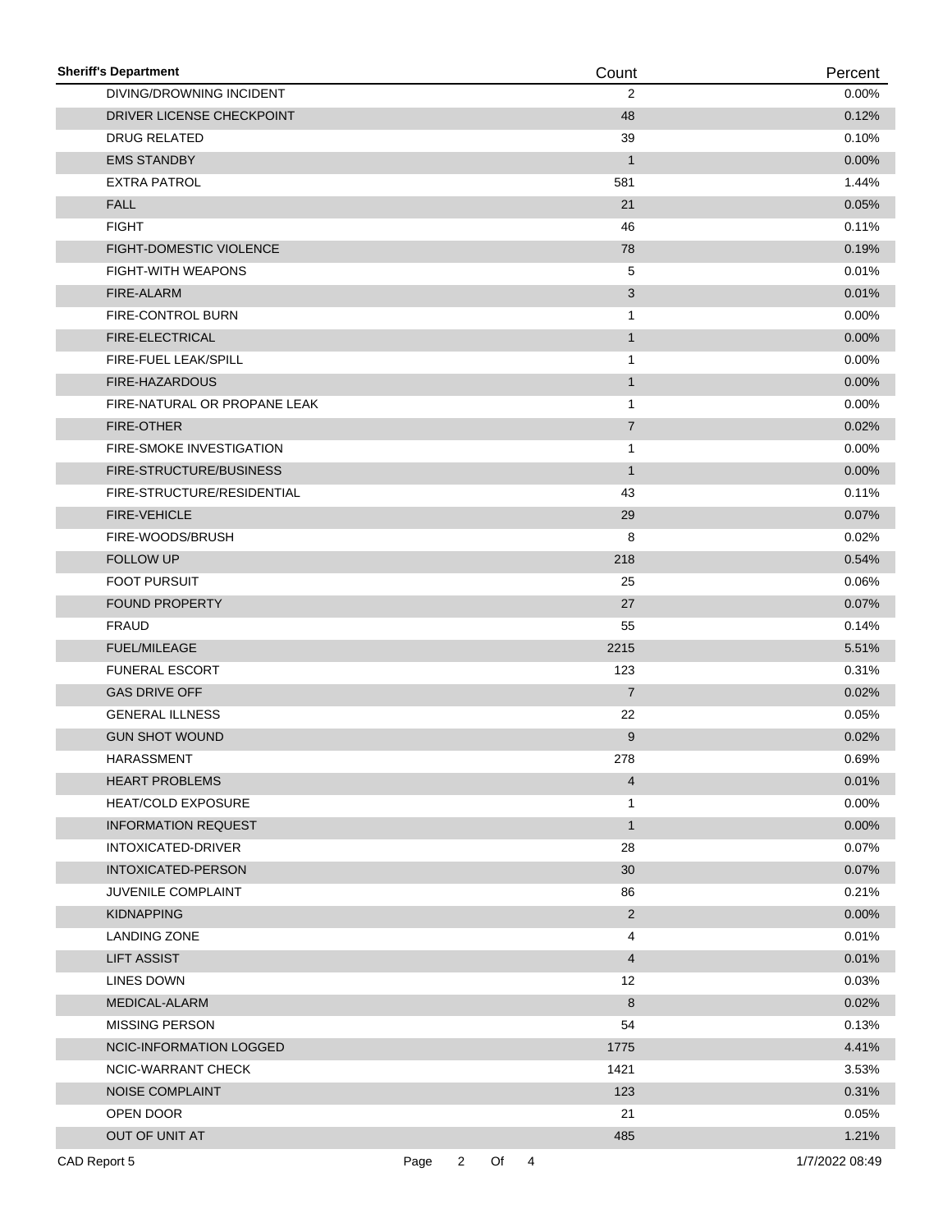| Sheriff's Department | Count | Percent |
|---|---|---|
| DIVING/DROWNING INCIDENT | 2 | 0.00% |
| DRIVER LICENSE CHECKPOINT | 48 | 0.12% |
| DRUG RELATED | 39 | 0.10% |
| EMS STANDBY | 1 | 0.00% |
| EXTRA PATROL | 581 | 1.44% |
| FALL | 21 | 0.05% |
| FIGHT | 46 | 0.11% |
| FIGHT-DOMESTIC VIOLENCE | 78 | 0.19% |
| FIGHT-WITH WEAPONS | 5 | 0.01% |
| FIRE-ALARM | 3 | 0.01% |
| FIRE-CONTROL BURN | 1 | 0.00% |
| FIRE-ELECTRICAL | 1 | 0.00% |
| FIRE-FUEL LEAK/SPILL | 1 | 0.00% |
| FIRE-HAZARDOUS | 1 | 0.00% |
| FIRE-NATURAL OR PROPANE LEAK | 1 | 0.00% |
| FIRE-OTHER | 7 | 0.02% |
| FIRE-SMOKE INVESTIGATION | 1 | 0.00% |
| FIRE-STRUCTURE/BUSINESS | 1 | 0.00% |
| FIRE-STRUCTURE/RESIDENTIAL | 43 | 0.11% |
| FIRE-VEHICLE | 29 | 0.07% |
| FIRE-WOODS/BRUSH | 8 | 0.02% |
| FOLLOW UP | 218 | 0.54% |
| FOOT PURSUIT | 25 | 0.06% |
| FOUND PROPERTY | 27 | 0.07% |
| FRAUD | 55 | 0.14% |
| FUEL/MILEAGE | 2215 | 5.51% |
| FUNERAL ESCORT | 123 | 0.31% |
| GAS DRIVE OFF | 7 | 0.02% |
| GENERAL ILLNESS | 22 | 0.05% |
| GUN SHOT WOUND | 9 | 0.02% |
| HARASSMENT | 278 | 0.69% |
| HEART PROBLEMS | 4 | 0.01% |
| HEAT/COLD EXPOSURE | 1 | 0.00% |
| INFORMATION REQUEST | 1 | 0.00% |
| INTOXICATED-DRIVER | 28 | 0.07% |
| INTOXICATED-PERSON | 30 | 0.07% |
| JUVENILE COMPLAINT | 86 | 0.21% |
| KIDNAPPING | 2 | 0.00% |
| LANDING ZONE | 4 | 0.01% |
| LIFT ASSIST | 4 | 0.01% |
| LINES DOWN | 12 | 0.03% |
| MEDICAL-ALARM | 8 | 0.02% |
| MISSING PERSON | 54 | 0.13% |
| NCIC-INFORMATION LOGGED | 1775 | 4.41% |
| NCIC-WARRANT CHECK | 1421 | 3.53% |
| NOISE COMPLAINT | 123 | 0.31% |
| OPEN DOOR | 21 | 0.05% |
| OUT OF UNIT AT | 485 | 1.21% |

CAD Report 5 | 1/7/2022 08:49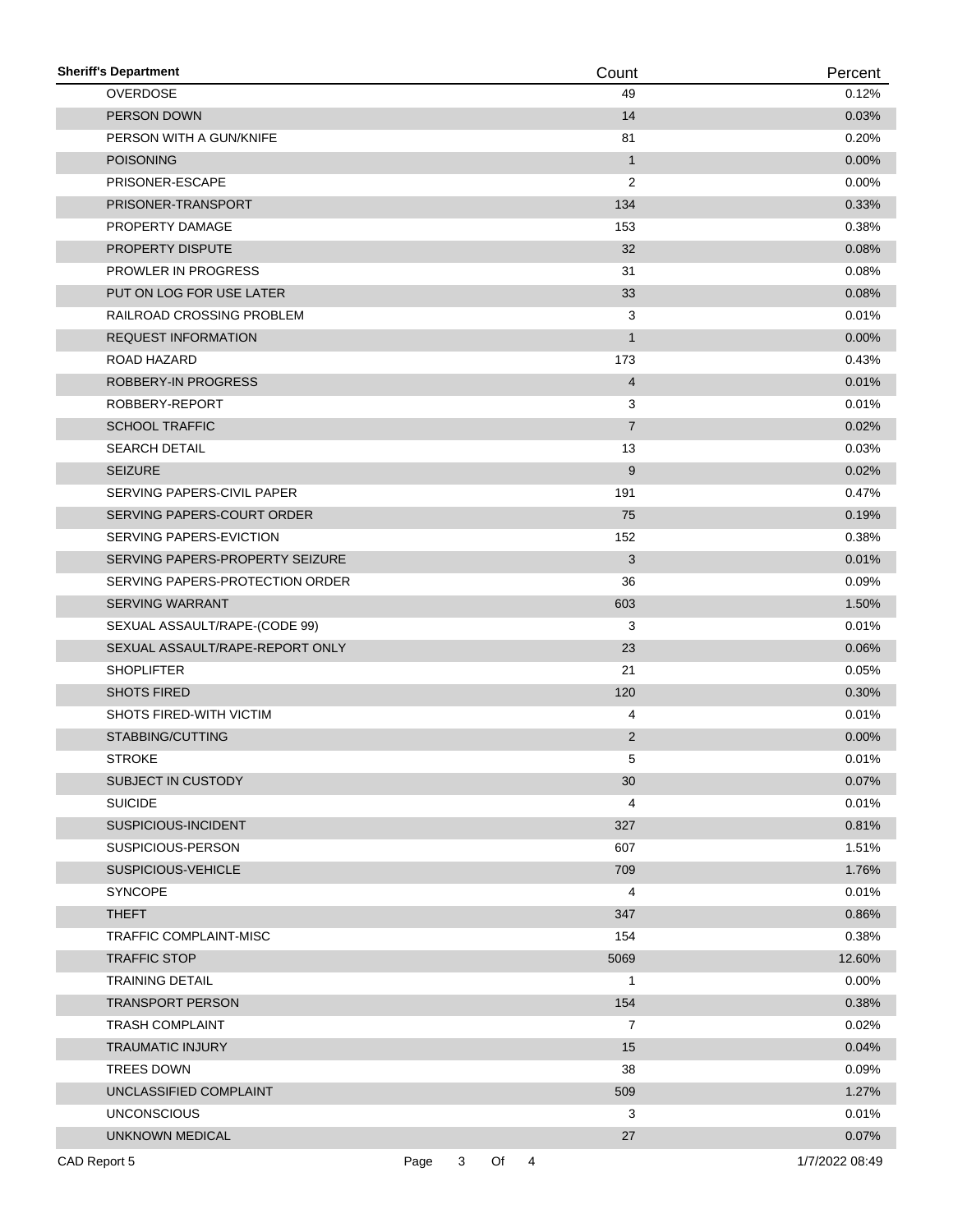| Sheriff's Department | Count | Percent |
|---|---|---|
| OVERDOSE | 49 | 0.12% |
| PERSON DOWN | 14 | 0.03% |
| PERSON WITH A GUN/KNIFE | 81 | 0.20% |
| POISONING | 1 | 0.00% |
| PRISONER-ESCAPE | 2 | 0.00% |
| PRISONER-TRANSPORT | 134 | 0.33% |
| PROPERTY DAMAGE | 153 | 0.38% |
| PROPERTY DISPUTE | 32 | 0.08% |
| PROWLER IN PROGRESS | 31 | 0.08% |
| PUT ON LOG FOR USE LATER | 33 | 0.08% |
| RAILROAD CROSSING PROBLEM | 3 | 0.01% |
| REQUEST INFORMATION | 1 | 0.00% |
| ROAD HAZARD | 173 | 0.43% |
| ROBBERY-IN PROGRESS | 4 | 0.01% |
| ROBBERY-REPORT | 3 | 0.01% |
| SCHOOL TRAFFIC | 7 | 0.02% |
| SEARCH DETAIL | 13 | 0.03% |
| SEIZURE | 9 | 0.02% |
| SERVING PAPERS-CIVIL PAPER | 191 | 0.47% |
| SERVING PAPERS-COURT ORDER | 75 | 0.19% |
| SERVING PAPERS-EVICTION | 152 | 0.38% |
| SERVING PAPERS-PROPERTY SEIZURE | 3 | 0.01% |
| SERVING PAPERS-PROTECTION ORDER | 36 | 0.09% |
| SERVING WARRANT | 603 | 1.50% |
| SEXUAL ASSAULT/RAPE-(CODE 99) | 3 | 0.01% |
| SEXUAL ASSAULT/RAPE-REPORT ONLY | 23 | 0.06% |
| SHOPLIFTER | 21 | 0.05% |
| SHOTS FIRED | 120 | 0.30% |
| SHOTS FIRED-WITH VICTIM | 4 | 0.01% |
| STABBING/CUTTING | 2 | 0.00% |
| STROKE | 5 | 0.01% |
| SUBJECT IN CUSTODY | 30 | 0.07% |
| SUICIDE | 4 | 0.01% |
| SUSPICIOUS-INCIDENT | 327 | 0.81% |
| SUSPICIOUS-PERSON | 607 | 1.51% |
| SUSPICIOUS-VEHICLE | 709 | 1.76% |
| SYNCOPE | 4 | 0.01% |
| THEFT | 347 | 0.86% |
| TRAFFIC COMPLAINT-MISC | 154 | 0.38% |
| TRAFFIC STOP | 5069 | 12.60% |
| TRAINING DETAIL | 1 | 0.00% |
| TRANSPORT PERSON | 154 | 0.38% |
| TRASH COMPLAINT | 7 | 0.02% |
| TRAUMATIC INJURY | 15 | 0.04% |
| TREES DOWN | 38 | 0.09% |
| UNCLASSIFIED COMPLAINT | 509 | 1.27% |
| UNCONSCIOUS | 3 | 0.01% |
| UNKNOWN MEDICAL | 27 | 0.07% |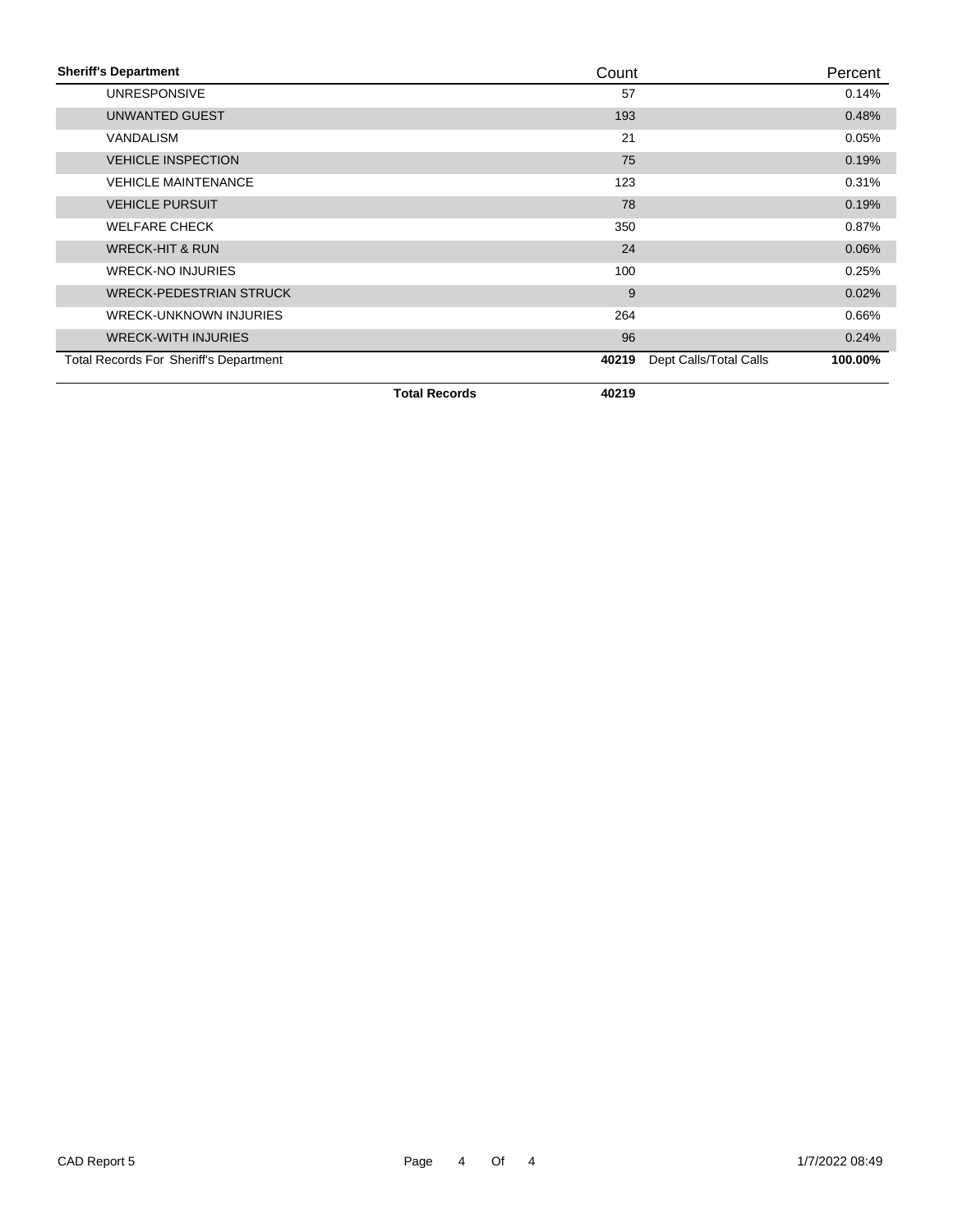| Sheriff's Department | Count | | Percent |
|---|---|---|---|
| UNRESPONSIVE | 57 | | 0.14% |
| UNWANTED GUEST | 193 | | 0.48% |
| VANDALISM | 21 | | 0.05% |
| VEHICLE INSPECTION | 75 | | 0.19% |
| VEHICLE MAINTENANCE | 123 | | 0.31% |
| VEHICLE PURSUIT | 78 | | 0.19% |
| WELFARE CHECK | 350 | | 0.87% |
| WRECK-HIT & RUN | 24 | | 0.06% |
| WRECK-NO INJURIES | 100 | | 0.25% |
| WRECK-PEDESTRIAN STRUCK | 9 | | 0.02% |
| WRECK-UNKNOWN INJURIES | 264 | | 0.66% |
| WRECK-WITH INJURIES | 96 | | 0.24% |
| Total Records For Sheriff's Department | **40219** | Dept Calls/Total Calls | **100.00%** |

**Total Records** **40219**

CAD Report 5

1/7/2022 08:49